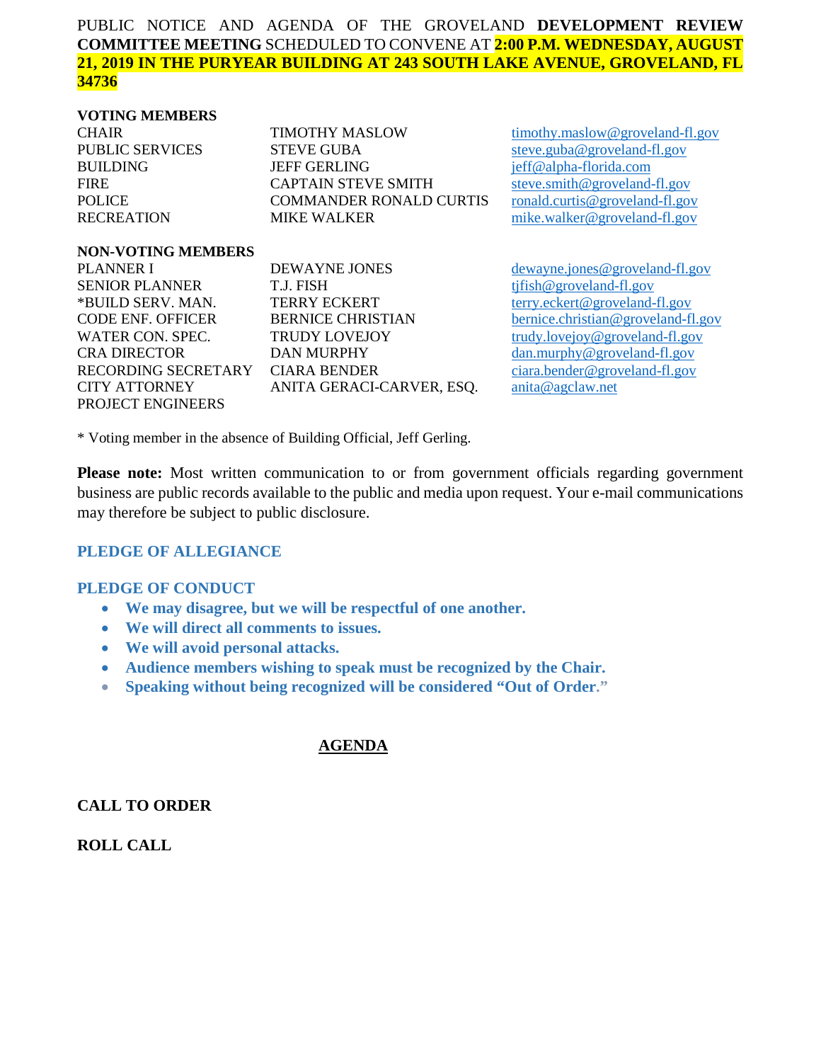PUBLIC NOTICE AND AGENDA OF THE GROVELAND **DEVELOPMENT REVIEW COMMITTEE MEETING** SCHEDULED TO CONVENE AT **2:00 P.M. WEDNESDAY, AUGUST 21, 2019 IN THE PURYEAR BUILDING AT 243 SOUTH LAKE AVENUE, GROVELAND, FL 34736**

**VOTING MEMBERS**

| | | |
|---|---|---|
| CHAIR | TIMOTHY MASLOW | timothy.maslow@groveland-fl.gov |
| PUBLIC SERVICES | STEVE GUBA | steve.guba@groveland-fl.gov |
| BUILDING | JEFF GERLING | jeff@alpha-florida.com |
| FIRE | CAPTAIN STEVE SMITH | steve.smith@groveland-fl.gov |
| POLICE | COMMANDER RONALD CURTIS | ronald.curtis@groveland-fl.gov |
| RECREATION | MIKE WALKER | mike.walker@groveland-fl.gov |

**NON-VOTING MEMBERS**

| | | |
|---|---|---|
| PLANNER I | DEWAYNE JONES | dewayne.jones@groveland-fl.gov |
| SENIOR PLANNER | T.J. FISH | tjfish@groveland-fl.gov |
| *BUILD SERV. MAN. | TERRY ECKERT | terry.eckert@groveland-fl.gov |
| CODE ENF. OFFICER | BERNICE CHRISTIAN | bernice.christian@groveland-fl.gov |
| WATER CON. SPEC. | TRUDY LOVEJOY | trudy.lovejoy@groveland-fl.gov |
| CRA DIRECTOR | DAN MURPHY | dan.murphy@groveland-fl.gov |
| RECORDING SECRETARY | CIARA BENDER | ciara.bender@groveland-fl.gov |
| CITY ATTORNEY | ANITA GERACI-CARVER, ESQ. | anita@agclaw.net |
| PROJECT ENGINEERS | | |

* Voting member in the absence of Building Official, Jeff Gerling.

**Please note:** Most written communication to or from government officials regarding government business are public records available to the public and media upon request. Your e-mail communications may therefore be subject to public disclosure.

## PLEDGE OF ALLEGIANCE

## PLEDGE OF CONDUCT

- **We may disagree, but we will be respectful of one another.**
- **We will direct all comments to issues.**
- **We will avoid personal attacks.**
- **Audience members wishing to speak must be recognized by the Chair.**
- **Speaking without being recognized will be considered "Out of Order."**

## AGENDA

**CALL TO ORDER**

**ROLL CALL**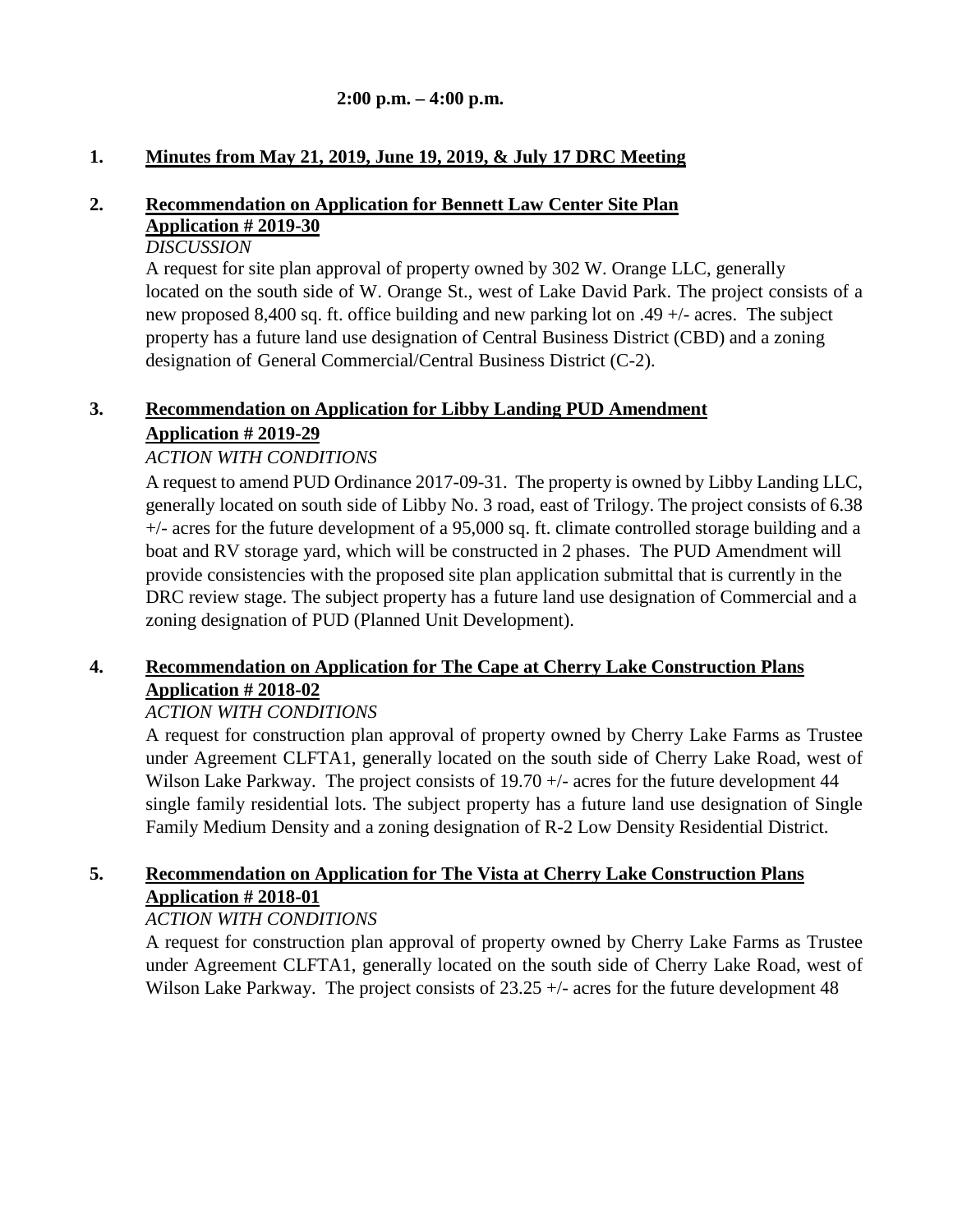**2:00 p.m. – 4:00 p.m.**

1. **Minutes from May 21, 2019, June 19, 2019, & July 17 DRC Meeting**

2. **Recommendation on Application for Bennett Law Center Site Plan Application # 2019-30**

   *DISCUSSION*

   A request for site plan approval of property owned by 302 W. Orange LLC, generally located on the south side of W. Orange St., west of Lake David Park. The project consists of a new proposed 8,400 sq. ft. office building and new parking lot on .49 +/- acres. The subject property has a future land use designation of Central Business District (CBD) and a zoning designation of General Commercial/Central Business District (C-2).

3. **Recommendation on Application for Libby Landing PUD Amendment Application # 2019-29**

   *ACTION WITH CONDITIONS*

   A request to amend PUD Ordinance 2017-09-31. The property is owned by Libby Landing LLC, generally located on south side of Libby No. 3 road, east of Trilogy. The project consists of 6.38 +/- acres for the future development of a 95,000 sq. ft. climate controlled storage building and a boat and RV storage yard, which will be constructed in 2 phases. The PUD Amendment will provide consistencies with the proposed site plan application submittal that is currently in the DRC review stage. The subject property has a future land use designation of Commercial and a zoning designation of PUD (Planned Unit Development).

4. **Recommendation on Application for The Cape at Cherry Lake Construction Plans Application # 2018-02**

   *ACTION WITH CONDITIONS*

   A request for construction plan approval of property owned by Cherry Lake Farms as Trustee under Agreement CLFTA1, generally located on the south side of Cherry Lake Road, west of Wilson Lake Parkway. The project consists of 19.70 +/- acres for the future development 44 single family residential lots. The subject property has a future land use designation of Single Family Medium Density and a zoning designation of R-2 Low Density Residential District.

5. **Recommendation on Application for The Vista at Cherry Lake Construction Plans Application # 2018-01**

   *ACTION WITH CONDITIONS*

   A request for construction plan approval of property owned by Cherry Lake Farms as Trustee under Agreement CLFTA1, generally located on the south side of Cherry Lake Road, west of Wilson Lake Parkway. The project consists of 23.25 +/- acres for the future development 48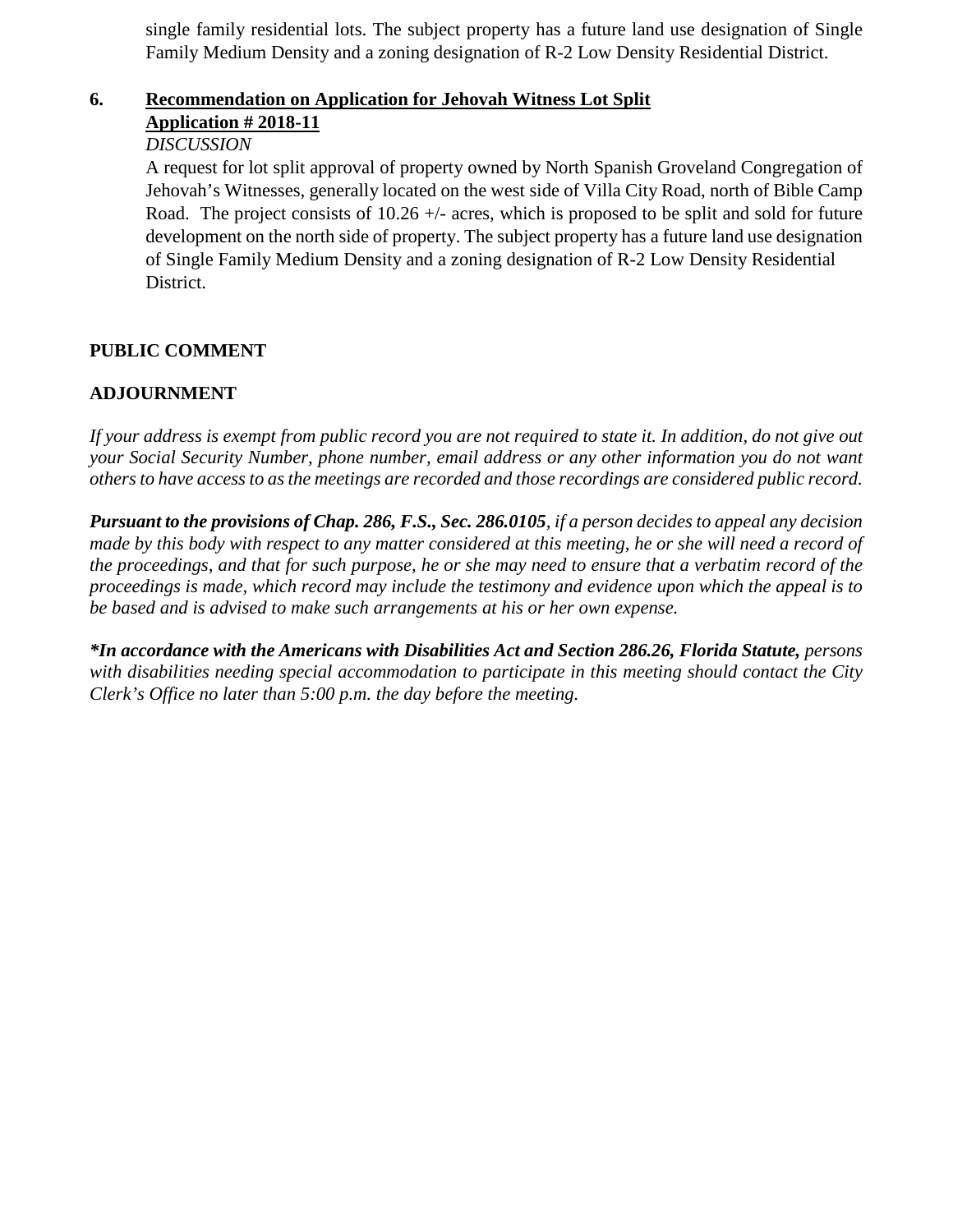single family residential lots. The subject property has a future land use designation of Single Family Medium Density and a zoning designation of R-2 Low Density Residential District.

**6. Recommendation on Application for Jehovah Witness Lot Split Application # 2018-11**

*DISCUSSION*

A request for lot split approval of property owned by North Spanish Groveland Congregation of Jehovah's Witnesses, generally located on the west side of Villa City Road, north of Bible Camp Road. The project consists of 10.26 +/- acres, which is proposed to be split and sold for future development on the north side of property. The subject property has a future land use designation of Single Family Medium Density and a zoning designation of R-2 Low Density Residential District.

**PUBLIC COMMENT**

**ADJOURNMENT**

*If your address is exempt from public record you are not required to state it. In addition, do not give out your Social Security Number, phone number, email address or any other information you do not want others to have access to as the meetings are recorded and those recordings are considered public record.*

***Pursuant to the provisions of Chap. 286, F.S., Sec. 286.0105**, if a person decides to appeal any decision made by this body with respect to any matter considered at this meeting, he or she will need a record of the proceedings, and that for such purpose, he or she may need to ensure that a verbatim record of the proceedings is made, which record may include the testimony and evidence upon which the appeal is to be based and is advised to make such arrangements at his or her own expense.*

***\*In accordance with the Americans with Disabilities Act and Section 286.26, Florida Statute,** persons with disabilities needing special accommodation to participate in this meeting should contact the City Clerk's Office no later than 5:00 p.m. the day before the meeting.*